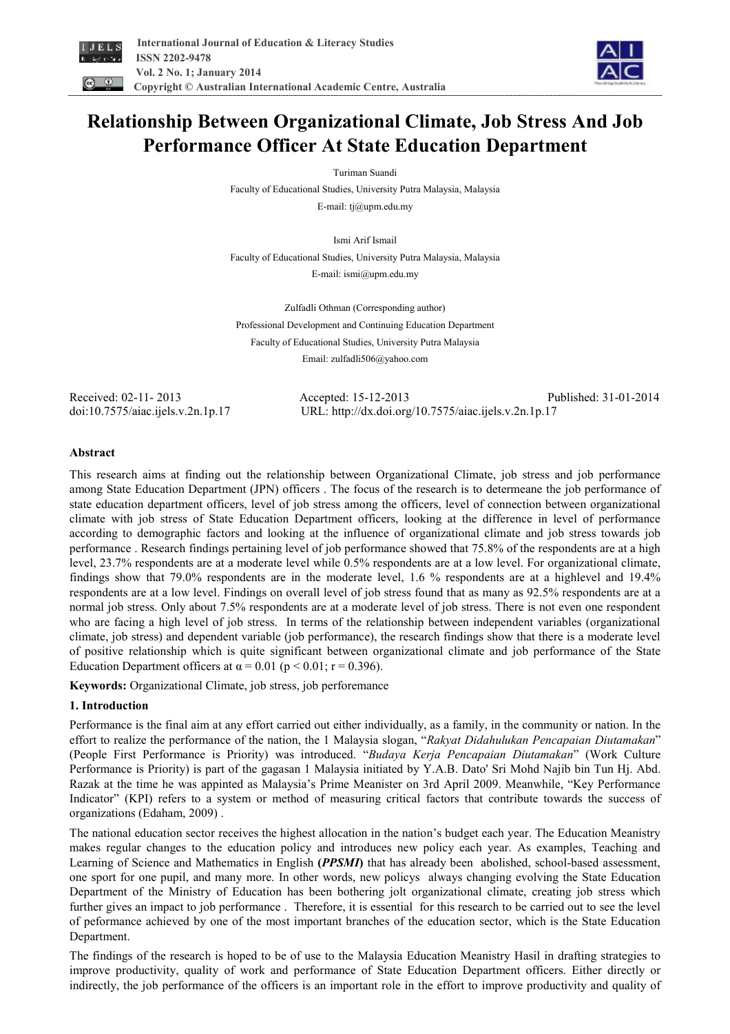# Relationship Between Organizational Climate, Job Stress And Job Performance Officer At State Education Department

Turiman Suandi

Faculty of Educational Studies, University Putra Malaysia, Malaysia

E-mail: tj@upm.edu.my

Ismi Arif Ismail

Faculty of Educational Studies, University Putra Malaysia, Malaysia

E-mail: ismi@upm.edu.my

Zulfadli Othman (Corresponding author)

Professional Development and Continuing Education Department

Faculty of Educational Studies, University Putra Malaysia

Email: zulfadli506@yahoo.com

Received: 02-11- 2013 Accepted: 15-12-2013 Published: 31-01-2014

doi:10.7575/aiac.ijels.v.2n.1p.17 URL: http://dx.doi.org/10.7575/aiac.ijels.v.2n.1p.17

## Abstract

This research aims at finding out the relationship between Organizational Climate, job stress and job performance among State Education Department (JPN) officers . The focus of the research is to determeane the job performance of state education department officers, level of job stress among the officers, level of connection between organizational climate with job stress of State Education Department officers, looking at the difference in level of performance according to demographic factors and looking at the influence of organizational climate and job stress towards job performance . Research findings pertaining level of job performance showed that 75.8% of the respondents are at a high level, 23.7% respondents are at a moderate level while 0.5% respondents are at a low level. For organizational climate, findings show that 79.0% respondents are in the moderate level, 1.6 % respondents are at a highlevel and 19.4% respondents are at a low level. Findings on overall level of job stress found that as many as 92.5% respondents are at a normal job stress. Only about 7.5% respondents are at a moderate level of job stress. There is not even one respondent who are facing a high level of job stress. In terms of the relationship between independent variables (organizational climate, job stress) and dependent variable (job performance), the research findings show that there is a moderate level of positive relationship which is quite significant between organizational climate and job performance of the State Education Department officers at $\alpha = 0.01$ ($p < 0.01$; $r = 0.396$).

**Keywords:** Organizational Climate, job stress, job perforemance

## 1. Introduction

Performance is the final aim at any effort carried out either individually, as a family, in the community or nation. In the effort to realize the performance of the nation, the 1 Malaysia slogan, "*Rakyat Didahulukan Pencapaian Diutamakan*" (People First Performance is Priority) was introduced. "*Budaya Kerja Pencapaian Diutamakan*" (Work Culture Performance is Priority) is part of the gagasan 1 Malaysia initiated by Y.A.B. Dato' Sri Mohd Najib bin Tun Hj. Abd. Razak at the time he was appinted as Malaysia's Prime Meanister on 3rd April 2009. Meanwhile, "Key Performance Indicator" (KPI) refers to a system or method of measuring critical factors that contribute towards the success of organizations (Edaham, 2009) .

The national education sector receives the highest allocation in the nation's budget each year. The Education Meanistry makes regular changes to the education policy and introduces new policy each year. As examples, Teaching and Learning of Science and Mathematics in English (***PPSMI***) that has already been abolished, school-based assessment, one sport for one pupil, and many more. In other words, new policys always changing evolving the State Education Department of the Ministry of Education has been bothering jolt organizational climate, creating job stress which further gives an impact to job performance . Therefore, it is essential for this research to be carried out to see the level of peformance achieved by one of the most important branches of the education sector, which is the State Education Department.

The findings of the research is hoped to be of use to the Malaysia Education Meanistry Hasil in drafting strategies to improve productivity, quality of work and performance of State Education Department officers. Either directly or indirectly, the job performance of the officers is an important role in the effort to improve productivity and quality of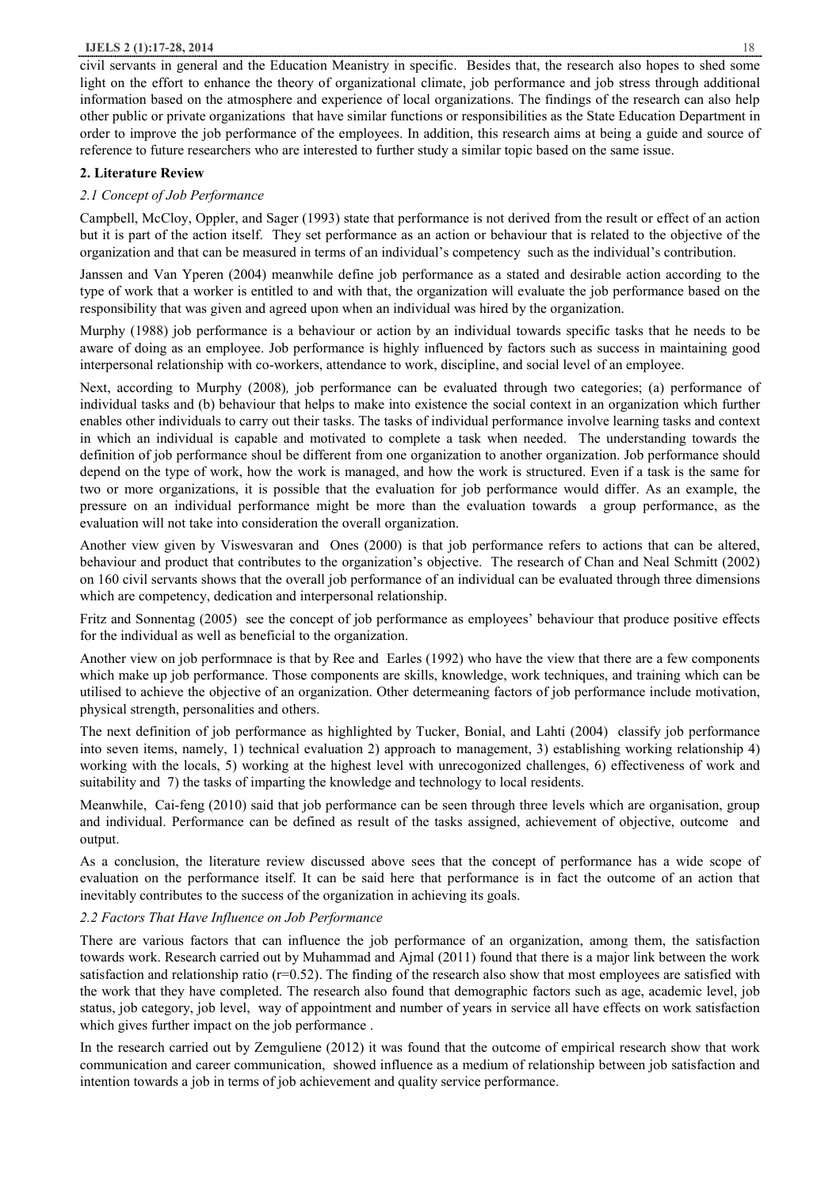civil servants in general and the Education Meanistry in specific. Besides that, the research also hopes to shed some light on the effort to enhance the theory of organizational climate, job performance and job stress through additional information based on the atmosphere and experience of local organizations. The findings of the research can also help other public or private organizations that have similar functions or responsibilities as the State Education Department in order to improve the job performance of the employees. In addition, this research aims at being a guide and source of reference to future researchers who are interested to further study a similar topic based on the same issue.

## 2. Literature Review

### *2.1 Concept of Job Performance*

Campbell, McCloy, Oppler, and Sager (1993) state that performance is not derived from the result or effect of an action but it is part of the action itself. They set performance as an action or behaviour that is related to the objective of the organization and that can be measured in terms of an individual's competency such as the individual's contribution.

Janssen and Van Yperen (2004) meanwhile define job performance as a stated and desirable action according to the type of work that a worker is entitled to and with that, the organization will evaluate the job performance based on the responsibility that was given and agreed upon when an individual was hired by the organization.

Murphy (1988) job performance is a behaviour or action by an individual towards specific tasks that he needs to be aware of doing as an employee. Job performance is highly influenced by factors such as success in maintaining good interpersonal relationship with co-workers, attendance to work, discipline, and social level of an employee.

Next, according to Murphy (2008)*,* job performance can be evaluated through two categories; (a) performance of individual tasks and (b) behaviour that helps to make into existence the social context in an organization which further enables other individuals to carry out their tasks. The tasks of individual performance involve learning tasks and context in which an individual is capable and motivated to complete a task when needed. The understanding towards the definition of job performance shoul be different from one organization to another organization. Job performance should depend on the type of work, how the work is managed, and how the work is structured. Even if a task is the same for two or more organizations, it is possible that the evaluation for job performance would differ. As an example, the pressure on an individual performance might be more than the evaluation towards a group performance, as the evaluation will not take into consideration the overall organization.

Another view given by Viswesvaran and Ones (2000) is that job performance refers to actions that can be altered, behaviour and product that contributes to the organization's objective. The research of Chan and Neal Schmitt (2002) on 160 civil servants shows that the overall job performance of an individual can be evaluated through three dimensions which are competency, dedication and interpersonal relationship.

Fritz and Sonnentag (2005) see the concept of job performance as employees' behaviour that produce positive effects for the individual as well as beneficial to the organization.

Another view on job performnace is that by Ree and Earles (1992) who have the view that there are a few components which make up job performance. Those components are skills, knowledge, work techniques, and training which can be utilised to achieve the objective of an organization. Other determeaning factors of job performance include motivation, physical strength, personalities and others.

The next definition of job performance as highlighted by Tucker, Bonial, and Lahti (2004) classify job performance into seven items, namely, 1) technical evaluation 2) approach to management, 3) establishing working relationship 4) working with the locals, 5) working at the highest level with unrecogonized challenges, 6) effectiveness of work and suitability and 7) the tasks of imparting the knowledge and technology to local residents.

Meanwhile, Cai-feng (2010) said that job performance can be seen through three levels which are organisation, group and individual. Performance can be defined as result of the tasks assigned, achievement of objective, outcome and output.

As a conclusion, the literature review discussed above sees that the concept of performance has a wide scope of evaluation on the performance itself. It can be said here that performance is in fact the outcome of an action that inevitably contributes to the success of the organization in achieving its goals.

### *2.2 Factors That Have Influence on Job Performance*

There are various factors that can influence the job performance of an organization, among them, the satisfaction towards work. Research carried out by Muhammad and Ajmal (2011) found that there is a major link between the work satisfaction and relationship ratio ($r=0.52$). The finding of the research also show that most employees are satisfied with the work that they have completed. The research also found that demographic factors such as age, academic level, job status, job category, job level, way of appointment and number of years in service all have effects on work satisfaction which gives further impact on the job performance .

In the research carried out by Zemguliene (2012) it was found that the outcome of empirical research show that work communication and career communication, showed influence as a medium of relationship between job satisfaction and intention towards a job in terms of job achievement and quality service performance.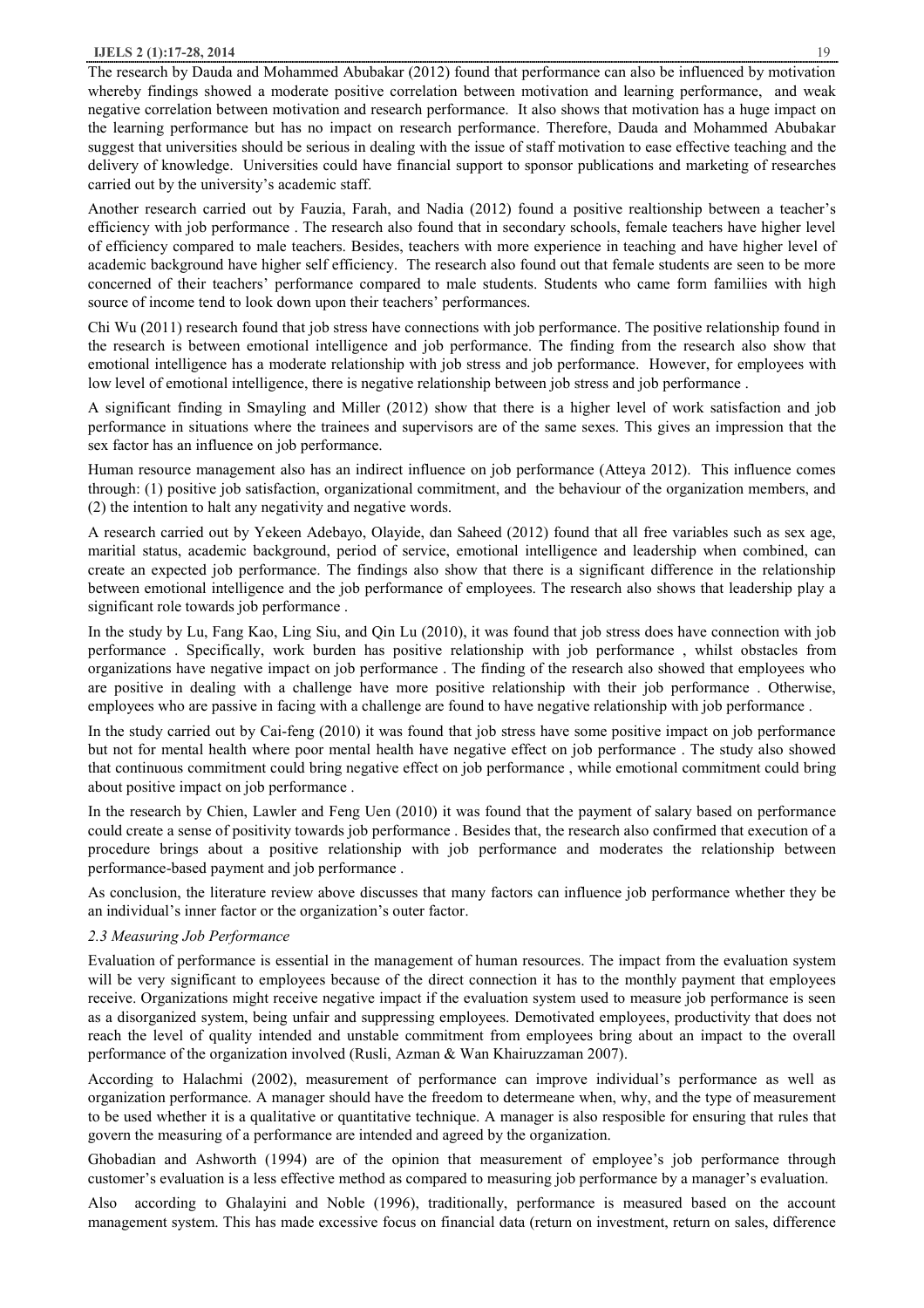The research by Dauda and Mohammed Abubakar (2012) found that performance can also be influenced by motivation whereby findings showed a moderate positive correlation between motivation and learning performance, and weak negative correlation between motivation and research performance. It also shows that motivation has a huge impact on the learning performance but has no impact on research performance. Therefore, Dauda and Mohammed Abubakar suggest that universities should be serious in dealing with the issue of staff motivation to ease effective teaching and the delivery of knowledge. Universities could have financial support to sponsor publications and marketing of researches carried out by the university's academic staff.

Another research carried out by Fauzia, Farah, and Nadia (2012) found a positive realtionship between a teacher's efficiency with job performance . The research also found that in secondary schools, female teachers have higher level of efficiency compared to male teachers. Besides, teachers with more experience in teaching and have higher level of academic background have higher self efficiency. The research also found out that female students are seen to be more concerned of their teachers' performance compared to male students. Students who came form familiies with high source of income tend to look down upon their teachers' performances.

Chi Wu (2011) research found that job stress have connections with job performance. The positive relationship found in the research is between emotional intelligence and job performance. The finding from the research also show that emotional intelligence has a moderate relationship with job stress and job performance. However, for employees with low level of emotional intelligence, there is negative relationship between job stress and job performance .

A significant finding in Smayling and Miller (2012) show that there is a higher level of work satisfaction and job performance in situations where the trainees and supervisors are of the same sexes. This gives an impression that the sex factor has an influence on job performance.

Human resource management also has an indirect influence on job performance (Atteya 2012). This influence comes through: (1) positive job satisfaction, organizational commitment, and the behaviour of the organization members, and (2) the intention to halt any negativity and negative words.

A research carried out by Yekeen Adebayo, Olayide, dan Saheed (2012) found that all free variables such as sex age, maritial status, academic background, period of service, emotional intelligence and leadership when combined, can create an expected job performance. The findings also show that there is a significant difference in the relationship between emotional intelligence and the job performance of employees. The research also shows that leadership play a significant role towards job performance .

In the study by Lu, Fang Kao, Ling Siu, and Qin Lu (2010), it was found that job stress does have connection with job performance . Specifically, work burden has positive relationship with job performance , whilst obstacles from organizations have negative impact on job performance . The finding of the research also showed that employees who are positive in dealing with a challenge have more positive relationship with their job performance . Otherwise, employees who are passive in facing with a challenge are found to have negative relationship with job performance .

In the study carried out by Cai-feng (2010) it was found that job stress have some positive impact on job performance but not for mental health where poor mental health have negative effect on job performance . The study also showed that continuous commitment could bring negative effect on job performance , while emotional commitment could bring about positive impact on job performance .

In the research by Chien, Lawler and Feng Uen (2010) it was found that the payment of salary based on performance could create a sense of positivity towards job performance . Besides that, the research also confirmed that execution of a procedure brings about a positive relationship with job performance and moderates the relationship between performance-based payment and job performance .

As conclusion, the literature review above discusses that many factors can influence job performance whether they be an individual's inner factor or the organization's outer factor.

### *2.3 Measuring Job Performance*

Evaluation of performance is essential in the management of human resources. The impact from the evaluation system will be very significant to employees because of the direct connection it has to the monthly payment that employees receive. Organizations might receive negative impact if the evaluation system used to measure job performance is seen as a disorganized system, being unfair and suppressing employees. Demotivated employees, productivity that does not reach the level of quality intended and unstable commitment from employees bring about an impact to the overall performance of the organization involved (Rusli, Azman & Wan Khairuzzaman 2007).

According to Halachmi (2002), measurement of performance can improve individual's performance as well as organization performance. A manager should have the freedom to determeane when, why, and the type of measurement to be used whether it is a qualitative or quantitative technique. A manager is also resposible for ensuring that rules that govern the measuring of a performance are intended and agreed by the organization.

Ghobadian and Ashworth (1994) are of the opinion that measurement of employee's job performance through customer's evaluation is a less effective method as compared to measuring job performance by a manager's evaluation.

Also according to Ghalayini and Noble (1996), traditionally, performance is measured based on the account management system. This has made excessive focus on financial data (return on investment, return on sales, difference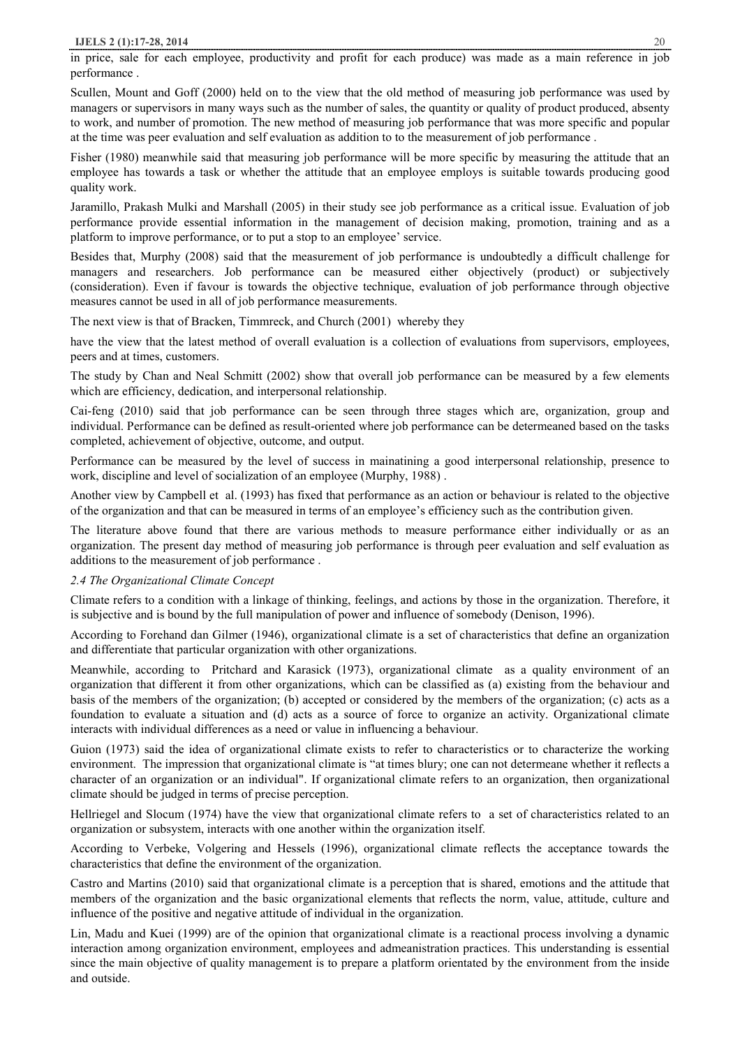in price, sale for each employee, productivity and profit for each produce) was made as a main reference in job performance .

Scullen, Mount and Goff (2000) held on to the view that the old method of measuring job performance was used by managers or supervisors in many ways such as the number of sales, the quantity or quality of product produced, absenty to work, and number of promotion. The new method of measuring job performance that was more specific and popular at the time was peer evaluation and self evaluation as addition to to the measurement of job performance .

Fisher (1980) meanwhile said that measuring job performance will be more specific by measuring the attitude that an employee has towards a task or whether the attitude that an employee employs is suitable towards producing good quality work.

Jaramillo, Prakash Mulki and Marshall (2005) in their study see job performance as a critical issue. Evaluation of job performance provide essential information in the management of decision making, promotion, training and as a platform to improve performance, or to put a stop to an employee' service.

Besides that, Murphy (2008) said that the measurement of job performance is undoubtedly a difficult challenge for managers and researchers. Job performance can be measured either objectively (product) or subjectively (consideration). Even if favour is towards the objective technique, evaluation of job performance through objective measures cannot be used in all of job performance measurements.

The next view is that of Bracken, Timmreck, and Church (2001) whereby they

have the view that the latest method of overall evaluation is a collection of evaluations from supervisors, employees, peers and at times, customers.

The study by Chan and Neal Schmitt (2002) show that overall job performance can be measured by a few elements which are efficiency, dedication, and interpersonal relationship.

Cai-feng (2010) said that job performance can be seen through three stages which are, organization, group and individual. Performance can be defined as result-oriented where job performance can be determeaned based on the tasks completed, achievement of objective, outcome, and output.

Performance can be measured by the level of success in mainatining a good interpersonal relationship, presence to work, discipline and level of socialization of an employee (Murphy, 1988) .

Another view by Campbell et al. (1993) has fixed that performance as an action or behaviour is related to the objective of the organization and that can be measured in terms of an employee's efficiency such as the contribution given.

The literature above found that there are various methods to measure performance either individually or as an organization. The present day method of measuring job performance is through peer evaluation and self evaluation as additions to the measurement of job performance .

### *2.4 The Organizational Climate Concept*

Climate refers to a condition with a linkage of thinking, feelings, and actions by those in the organization. Therefore, it is subjective and is bound by the full manipulation of power and influence of somebody (Denison, 1996).

According to Forehand dan Gilmer (1946), organizational climate is a set of characteristics that define an organization and differentiate that particular organization with other organizations.

Meanwhile, according to Pritchard and Karasick (1973), organizational climate as a quality environment of an organization that different it from other organizations, which can be classified as (a) existing from the behaviour and basis of the members of the organization; (b) accepted or considered by the members of the organization; (c) acts as a foundation to evaluate a situation and (d) acts as a source of force to organize an activity. Organizational climate interacts with individual differences as a need or value in influencing a behaviour.

Guion (1973) said the idea of organizational climate exists to refer to characteristics or to characterize the working environment. The impression that organizational climate is "at times blury; one can not determeane whether it reflects a character of an organization or an individual". If organizational climate refers to an organization, then organizational climate should be judged in terms of precise perception.

Hellriegel and Slocum (1974) have the view that organizational climate refers to a set of characteristics related to an organization or subsystem, interacts with one another within the organization itself.

According to Verbeke, Volgering and Hessels (1996), organizational climate reflects the acceptance towards the characteristics that define the environment of the organization.

Castro and Martins (2010) said that organizational climate is a perception that is shared, emotions and the attitude that members of the organization and the basic organizational elements that reflects the norm, value, attitude, culture and influence of the positive and negative attitude of individual in the organization.

Lin, Madu and Kuei (1999) are of the opinion that organizational climate is a reactional process involving a dynamic interaction among organization environment, employees and admeanistration practices. This understanding is essential since the main objective of quality management is to prepare a platform orientated by the environment from the inside and outside.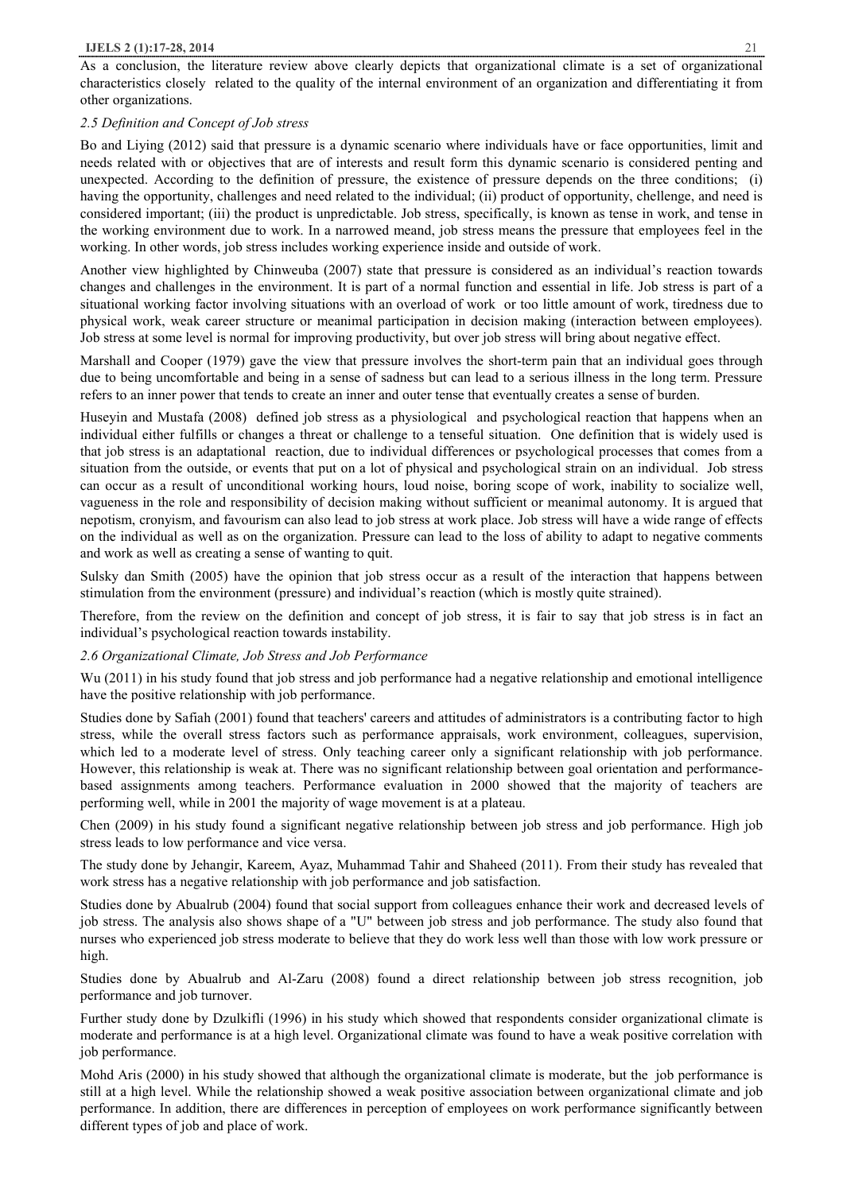As a conclusion, the literature review above clearly depicts that organizational climate is a set of organizational characteristics closely related to the quality of the internal environment of an organization and differentiating it from other organizations.

### *2.5 Definition and Concept of Job stress*

Bo and Liying (2012) said that pressure is a dynamic scenario where individuals have or face opportunities, limit and needs related with or objectives that are of interests and result form this dynamic scenario is considered penting and unexpected. According to the definition of pressure, the existence of pressure depends on the three conditions; (i) having the opportunity, challenges and need related to the individual; (ii) product of opportunity, chellenge, and need is considered important; (iii) the product is unpredictable. Job stress, specifically, is known as tense in work, and tense in the working environment due to work. In a narrowed meand, job stress means the pressure that employees feel in the working. In other words, job stress includes working experience inside and outside of work.

Another view highlighted by Chinweuba (2007) state that pressure is considered as an individual's reaction towards changes and challenges in the environment. It is part of a normal function and essential in life. Job stress is part of a situational working factor involving situations with an overload of work or too little amount of work, tiredness due to physical work, weak career structure or meanimal participation in decision making (interaction between employees). Job stress at some level is normal for improving productivity, but over job stress will bring about negative effect.

Marshall and Cooper (1979) gave the view that pressure involves the short-term pain that an individual goes through due to being uncomfortable and being in a sense of sadness but can lead to a serious illness in the long term. Pressure refers to an inner power that tends to create an inner and outer tense that eventually creates a sense of burden.

Huseyin and Mustafa (2008) defined job stress as a physiological and psychological reaction that happens when an individual either fulfills or changes a threat or challenge to a tenseful situation. One definition that is widely used is that job stress is an adaptational reaction, due to individual differences or psychological processes that comes from a situation from the outside, or events that put on a lot of physical and psychological strain on an individual. Job stress can occur as a result of unconditional working hours, loud noise, boring scope of work, inability to socialize well, vagueness in the role and responsibility of decision making without sufficient or meanimal autonomy. It is argued that nepotism, cronyism, and favourism can also lead to job stress at work place. Job stress will have a wide range of effects on the individual as well as on the organization. Pressure can lead to the loss of ability to adapt to negative comments and work as well as creating a sense of wanting to quit.

Sulsky dan Smith (2005) have the opinion that job stress occur as a result of the interaction that happens between stimulation from the environment (pressure) and individual's reaction (which is mostly quite strained).

Therefore, from the review on the definition and concept of job stress, it is fair to say that job stress is in fact an individual's psychological reaction towards instability.

### *2.6 Organizational Climate, Job Stress and Job Performance*

Wu (2011) in his study found that job stress and job performance had a negative relationship and emotional intelligence have the positive relationship with job performance.

Studies done by Safiah (2001) found that teachers' careers and attitudes of administrators is a contributing factor to high stress, while the overall stress factors such as performance appraisals, work environment, colleagues, supervision, which led to a moderate level of stress. Only teaching career only a significant relationship with job performance. However, this relationship is weak at. There was no significant relationship between goal orientation and performance-based assignments among teachers. Performance evaluation in 2000 showed that the majority of teachers are performing well, while in 2001 the majority of wage movement is at a plateau.

Chen (2009) in his study found a significant negative relationship between job stress and job performance. High job stress leads to low performance and vice versa.

The study done by Jehangir, Kareem, Ayaz, Muhammad Tahir and Shaheed (2011). From their study has revealed that work stress has a negative relationship with job performance and job satisfaction.

Studies done by Abualrub (2004) found that social support from colleagues enhance their work and decreased levels of job stress. The analysis also shows shape of a "U" between job stress and job performance. The study also found that nurses who experienced job stress moderate to believe that they do work less well than those with low work pressure or high.

Studies done by Abualrub and Al-Zaru (2008) found a direct relationship between job stress recognition, job performance and job turnover.

Further study done by Dzulkifli (1996) in his study which showed that respondents consider organizational climate is moderate and performance is at a high level. Organizational climate was found to have a weak positive correlation with job performance.

Mohd Aris (2000) in his study showed that although the organizational climate is moderate, but the job performance is still at a high level. While the relationship showed a weak positive association between organizational climate and job performance. In addition, there are differences in perception of employees on work performance significantly between different types of job and place of work.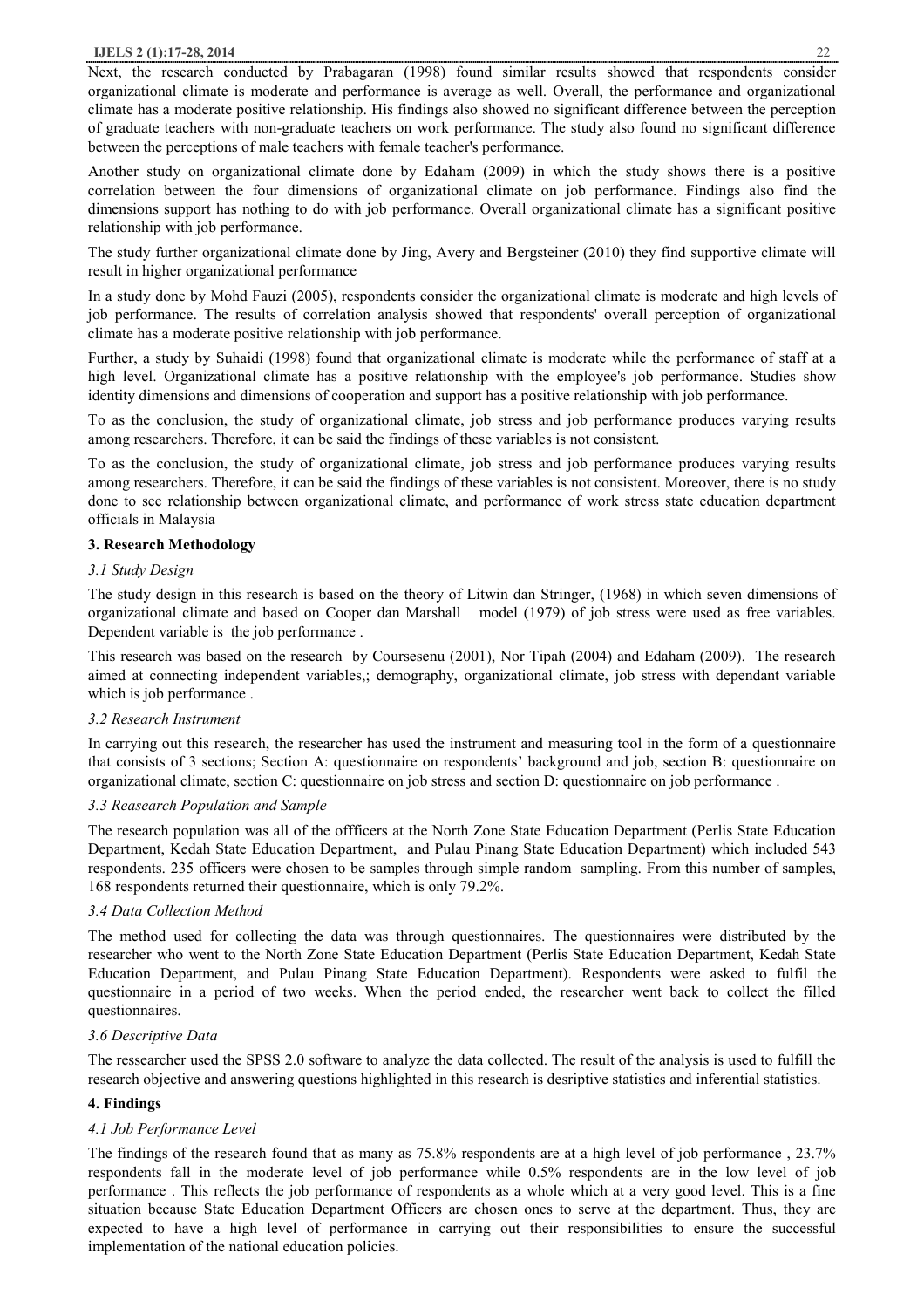Next, the research conducted by Prabagaran (1998) found similar results showed that respondents consider organizational climate is moderate and performance is average as well. Overall, the performance and organizational climate has a moderate positive relationship. His findings also showed no significant difference between the perception of graduate teachers with non-graduate teachers on work performance. The study also found no significant difference between the perceptions of male teachers with female teacher's performance.

Another study on organizational climate done by Edaham (2009) in which the study shows there is a positive correlation between the four dimensions of organizational climate on job performance. Findings also find the dimensions support has nothing to do with job performance. Overall organizational climate has a significant positive relationship with job performance.

The study further organizational climate done by Jing, Avery and Bergsteiner (2010) they find supportive climate will result in higher organizational performance

In a study done by Mohd Fauzi (2005), respondents consider the organizational climate is moderate and high levels of job performance. The results of correlation analysis showed that respondents' overall perception of organizational climate has a moderate positive relationship with job performance.

Further, a study by Suhaidi (1998) found that organizational climate is moderate while the performance of staff at a high level. Organizational climate has a positive relationship with the employee's job performance. Studies show identity dimensions and dimensions of cooperation and support has a positive relationship with job performance.

To as the conclusion, the study of organizational climate, job stress and job performance produces varying results among researchers. Therefore, it can be said the findings of these variables is not consistent.

To as the conclusion, the study of organizational climate, job stress and job performance produces varying results among researchers. Therefore, it can be said the findings of these variables is not consistent. Moreover, there is no study done to see relationship between organizational climate, and performance of work stress state education department officials in Malaysia

## 3. Research Methodology

### *3.1 Study Design*

The study design in this research is based on the theory of Litwin dan Stringer, (1968) in which seven dimensions of organizational climate and based on Cooper dan Marshall model (1979) of job stress were used as free variables. Dependent variable is the job performance .

This research was based on the research by Coursesenu (2001), Nor Tipah (2004) and Edaham (2009). The research aimed at connecting independent variables,; demography, organizational climate, job stress with dependant variable which is job performance .

### *3.2 Research Instrument*

In carrying out this research, the researcher has used the instrument and measuring tool in the form of a questionnaire that consists of 3 sections; Section A: questionnaire on respondents' background and job, section B: questionnaire on organizational climate, section C: questionnaire on job stress and section D: questionnaire on job performance .

### *3.3 Reasearch Population and Sample*

The research population was all of the offficers at the North Zone State Education Department (Perlis State Education Department, Kedah State Education Department, and Pulau Pinang State Education Department) which included 543 respondents. 235 officers were chosen to be samples through simple random sampling. From this number of samples, 168 respondents returned their questionnaire, which is only 79.2%.

### *3.4 Data Collection Method*

The method used for collecting the data was through questionnaires. The questionnaires were distributed by the researcher who went to the North Zone State Education Department (Perlis State Education Department, Kedah State Education Department, and Pulau Pinang State Education Department). Respondents were asked to fulfil the questionnaire in a period of two weeks. When the period ended, the researcher went back to collect the filled questionnaires.

### *3.6 Descriptive Data*

The ressearcher used the SPSS 2.0 software to analyze the data collected. The result of the analysis is used to fulfill the research objective and answering questions highlighted in this research is desriptive statistics and inferential statistics.

## 4. Findings

### *4.1 Job Performance Level*

The findings of the research found that as many as 75.8% respondents are at a high level of job performance , 23.7% respondents fall in the moderate level of job performance while 0.5% respondents are in the low level of job performance . This reflects the job performance of respondents as a whole which at a very good level. This is a fine situation because State Education Department Officers are chosen ones to serve at the department. Thus, they are expected to have a high level of performance in carrying out their responsibilities to ensure the successful implementation of the national education policies.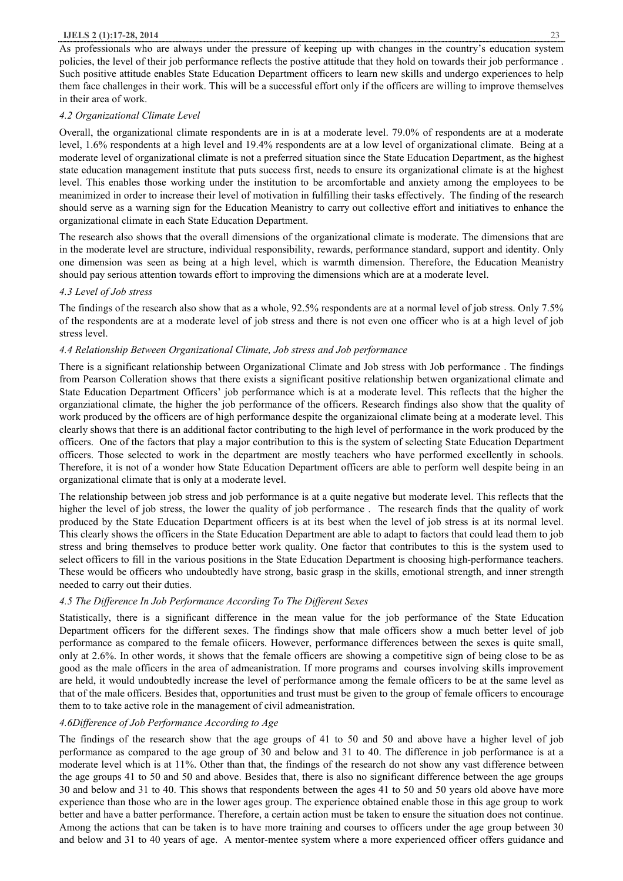As professionals who are always under the pressure of keeping up with changes in the country's education system policies, the level of their job performance reflects the postive attitude that they hold on towards their job performance . Such positive attitude enables State Education Department officers to learn new skills and undergo experiences to help them face challenges in their work. This will be a successful effort only if the officers are willing to improve themselves in their area of work.

### *4.2 Organizational Climate Level*

Overall, the organizational climate respondents are in is at a moderate level. 79.0% of respondents are at a moderate level, 1.6% respondents at a high level and 19.4% respondents are at a low level of organizational climate. Being at a moderate level of organizational climate is not a preferred situation since the State Education Department, as the highest state education management institute that puts success first, needs to ensure its organizational climate is at the highest level. This enables those working under the institution to be arcomfortable and anxiety among the employees to be meanimized in order to increase their level of motivation in fulfilling their tasks effectively. The finding of the research should serve as a warning sign for the Education Meanistry to carry out collective effort and initiatives to enhance the organizational climate in each State Education Department.

The research also shows that the overall dimensions of the organizational climate is moderate. The dimensions that are in the moderate level are structure, individual responsibility, rewards, performance standard, support and identity. Only one dimension was seen as being at a high level, which is warmth dimension. Therefore, the Education Meanistry should pay serious attention towards effort to improving the dimensions which are at a moderate level.

### *4.3 Level of Job stress*

The findings of the research also show that as a whole, 92.5% respondents are at a normal level of job stress. Only 7.5% of the respondents are at a moderate level of job stress and there is not even one officer who is at a high level of job stress level.

### *4.4 Relationship Between Organizational Climate, Job stress and Job performance*

There is a significant relationship between Organizational Climate and Job stress with Job performance . The findings from Pearson Colleration shows that there exists a significant positive relationship betwen organizational climate and State Education Department Officers' job performance which is at a moderate level. This reflects that the higher the organziational climate, the higher the job performance of the officers. Research findings also show that the quality of work produced by the officers are of high performance despite the organizaional climate being at a moderate level. This clearly shows that there is an additional factor contributing to the high level of performance in the work produced by the officers. One of the factors that play a major contribution to this is the system of selecting State Education Department officers. Those selected to work in the department are mostly teachers who have performed excellently in schools. Therefore, it is not of a wonder how State Education Department officers are able to perform well despite being in an organizational climate that is only at a moderate level.

The relationship between job stress and job performance is at a quite negative but moderate level. This reflects that the higher the level of job stress, the lower the quality of job performance . The research finds that the quality of work produced by the State Education Department officers is at its best when the level of job stress is at its normal level. This clearly shows the officers in the State Education Department are able to adapt to factors that could lead them to job stress and bring themselves to produce better work quality. One factor that contributes to this is the system used to select officers to fill in the various positions in the State Education Department is choosing high-performance teachers. These would be officers who undoubtedly have strong, basic grasp in the skills, emotional strength, and inner strength needed to carry out their duties.

### *4.5 The Difference In Job Performance According To The Different Sexes*

Statistically, there is a significant difference in the mean value for the job performance of the State Education Department officers for the different sexes. The findings show that male officers show a much better level of job performance as compared to the female ofiicers. However, performance differences between the sexes is quite small, only at 2.6%. In other words, it shows that the female officers are showing a competitive sign of being close to be as good as the male officers in the area of admeanistration. If more programs and courses involving skills improvement are held, it would undoubtedly increase the level of performance among the female officers to be at the same level as that of the male officers. Besides that, opportunities and trust must be given to the group of female officers to encourage them to to take active role in the management of civil admeanistration.

### *4.6Difference of Job Performance According to Age*

The findings of the research show that the age groups of 41 to 50 and 50 and above have a higher level of job performance as compared to the age group of 30 and below and 31 to 40. The difference in job performance is at a moderate level which is at 11%. Other than that, the findings of the research do not show any vast difference between the age groups 41 to 50 and 50 and above. Besides that, there is also no significant difference between the age groups 30 and below and 31 to 40. This shows that respondents between the ages 41 to 50 and 50 years old above have more experience than those who are in the lower ages group. The experience obtained enable those in this age group to work better and have a batter performance. Therefore, a certain action must be taken to ensure the situation does not continue. Among the actions that can be taken is to have more training and courses to officers under the age group between 30 and below and 31 to 40 years of age. A mentor-mentee system where a more experienced officer offers guidance and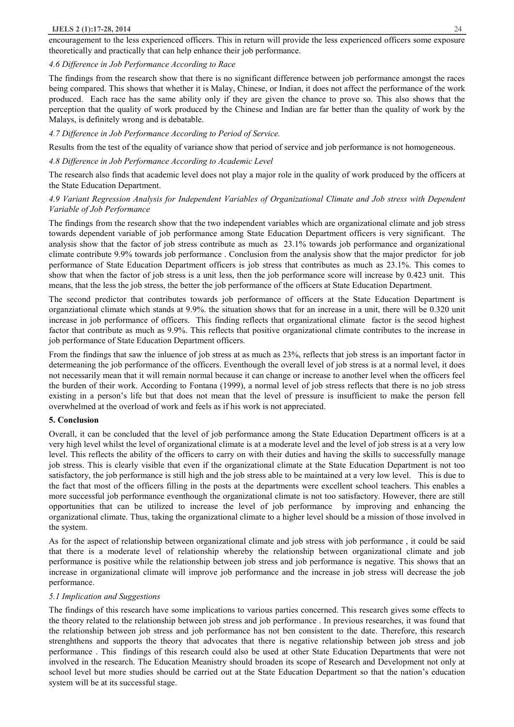encouragement to the less experienced officers. This in return will provide the less experienced officers some exposure theoretically and practically that can help enhance their job performance.

### *4.6 Difference in Job Performance According to Race*

The findings from the research show that there is no significant difference between job performance amongst the races being compared. This shows that whether it is Malay, Chinese, or Indian, it does not affect the performance of the work produced. Each race has the same ability only if they are given the chance to prove so. This also shows that the perception that the quality of work produced by the Chinese and Indian are far better than the quality of work by the Malays, is definitely wrong and is debatable.

### *4.7 Difference in Job Performance According to Period of Service.*

Results from the test of the equality of variance show that period of service and job performance is not homogeneous.

### *4.8 Difference in Job Performance According to Academic Level*

The research also finds that academic level does not play a major role in the quality of work produced by the officers at the State Education Department.

### *4.9 Variant Regression Analysis for Independent Variables of Organizational Climate and Job stress with Dependent Variable of Job Performance*

The findings from the research show that the two independent variables which are organizational climate and job stress towards dependent variable of job performance among State Education Department officers is very significant. The analysis show that the factor of job stress contribute as much as 23.1% towards job performance and organizational climate contribute 9.9% towards job performance . Conclusion from the analysis show that the major predictor for job performance of State Education Department officers is job stress that contributes as much as 23.1%. This comes to show that when the factor of job stress is a unit less, then the job performance score will increase by 0.423 unit. This means, that the less the job stress, the better the job performance of the officers at State Education Department.

The second predictor that contributes towards job performance of officers at the State Education Department is organziational climate which stands at 9.9%. the situation shows that for an increase in a unit, there will be 0.320 unit increase in job performance of officers. This finding reflects that organizational climate factor is the secod highest factor that contribute as much as 9.9%. This reflects that positive organizational climate contributes to the increase in job performance of State Education Department officers.

From the findings that saw the inluence of job stress at as much as 23%, reflects that job stress is an important factor in determeaning the job performance of the officers. Eventhough the overall level of job stress is at a normal level, it does not necessarily mean that it will remain normal because it can change or increase to another level when the officers feel the burden of their work. According to Fontana (1999), a normal level of job stress reflects that there is no job stress existing in a person's life but that does not mean that the level of pressure is insufficient to make the person fell overwhelmed at the overload of work and feels as if his work is not appreciated.

## **5. Conclusion**

Overall, it can be concluded that the level of job performance among the State Education Department officers is at a very high level whilst the level of organizational climate is at a moderate level and the level of job stress is at a very low level. This reflects the ability of the officers to carry on with their duties and having the skills to successfully manage job stress. This is clearly visible that even if the organizational climate at the State Education Department is not too satisfactory, the job performance is still high and the job stress able to be maintained at a very low level. This is due to the fact that most of the officers filling in the posts at the departments were excellent school teachers. This enables a more successful job performance eventhough the organizational climate is not too satisfactory. However, there are still opportunities that can be utilized to increase the level of job performance by improving and enhancing the organizational climate. Thus, taking the organizational climate to a higher level should be a mission of those involved in the system.

As for the aspect of relationship between organizational climate and job stress with job performance , it could be said that there is a moderate level of relationship whereby the relationship between organizational climate and job performance is positive while the relationship between job stress and job performance is negative. This shows that an increase in organizational climate will improve job performance and the increase in job stress will decrease the job performance.

### *5.1 Implication and Suggestions*

The findings of this research have some implications to various parties concerned. This research gives some effects to the theory related to the relationship between job stress and job performance . In previous researches, it was found that the relationship between job stress and job performance has not ben consistent to the date. Therefore, this research strenghthens and supports the theory that advocates that there is negative relationship between job stress and job performance . This findings of this research could also be used at other State Education Departments that were not involved in the research. The Education Meanistry should broaden its scope of Research and Development not only at school level but more studies should be carried out at the State Education Department so that the nation's education system will be at its successful stage.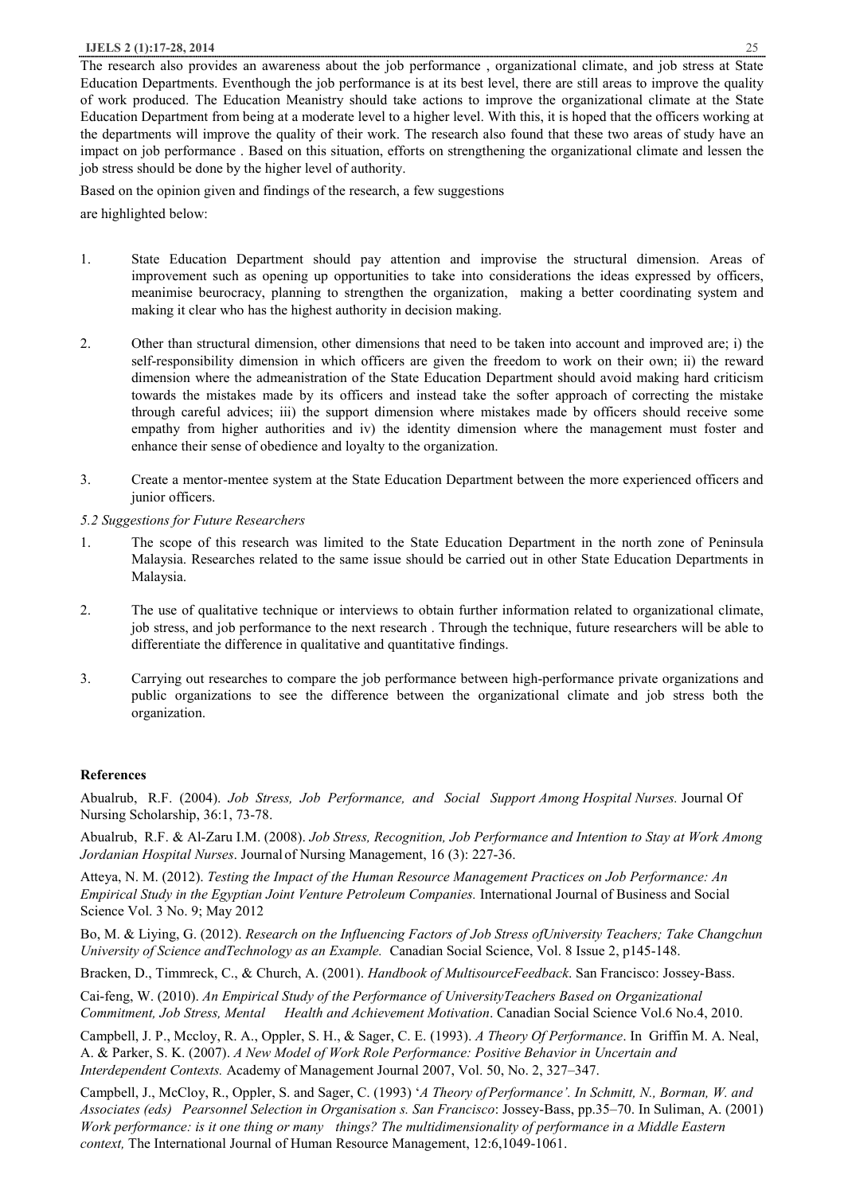The research also provides an awareness about the job performance , organizational climate, and job stress at State Education Departments. Eventhough the job performance is at its best level, there are still areas to improve the quality of work produced. The Education Meanistry should take actions to improve the organizational climate at the State Education Department from being at a moderate level to a higher level. With this, it is hoped that the officers working at the departments will improve the quality of their work. The research also found that these two areas of study have an impact on job performance . Based on this situation, efforts on strengthening the organizational climate and lessen the job stress should be done by the higher level of authority.

Based on the opinion given and findings of the research, a few suggestions

are highlighted below:

1. State Education Department should pay attention and improvise the structural dimension. Areas of improvement such as opening up opportunities to take into considerations the ideas expressed by officers, meanimise beurocracy, planning to strengthen the organization, making a better coordinating system and making it clear who has the highest authority in decision making.

2. Other than structural dimension, other dimensions that need to be taken into account and improved are; i) the self-responsibility dimension in which officers are given the freedom to work on their own; ii) the reward dimension where the admeanistration of the State Education Department should avoid making hard criticism towards the mistakes made by its officers and instead take the softer approach of correcting the mistake through careful advices; iii) the support dimension where mistakes made by officers should receive some empathy from higher authorities and iv) the identity dimension where the management must foster and enhance their sense of obedience and loyalty to the organization.

3. Create a mentor-mentee system at the State Education Department between the more experienced officers and junior officers.

*5.2 Suggestions for Future Researchers*

1. The scope of this research was limited to the State Education Department in the north zone of Peninsula Malaysia. Researches related to the same issue should be carried out in other State Education Departments in Malaysia.

2. The use of qualitative technique or interviews to obtain further information related to organizational climate, job stress, and job performance to the next research . Through the technique, future researchers will be able to differentiate the difference in qualitative and quantitative findings.

3. Carrying out researches to compare the job performance between high-performance private organizations and public organizations to see the difference between the organizational climate and job stress both the organization.

**References**

Abualrub, R.F. (2004). *Job Stress, Job Performance, and Social Support Among Hospital Nurses.* Journal Of Nursing Scholarship, 36:1, 73-78.

Abualrub, R.F. & Al-Zaru I.M. (2008). *Job Stress, Recognition, Job Performance and Intention to Stay at Work Among Jordanian Hospital Nurses*. Journal of Nursing Management, 16 (3): 227-36.

Atteya, N. M. (2012). *Testing the Impact of the Human Resource Management Practices on Job Performance: An Empirical Study in the Egyptian Joint Venture Petroleum Companies.* International Journal of Business and Social Science Vol. 3 No. 9; May 2012

Bo, M. & Liying, G. (2012). *Research on the Influencing Factors of Job Stress ofUniversity Teachers; Take Changchun University of Science andTechnology as an Example.* Canadian Social Science, Vol. 8 Issue 2, p145-148.

Bracken, D., Timmreck, C., & Church, A. (2001). *Handbook of MultisourceFeedback*. San Francisco: Jossey-Bass.

Cai-feng, W. (2010). *An Empirical Study of the Performance of UniversityTeachers Based on Organizational Commitment, Job Stress, Mental Health and Achievement Motivation*. Canadian Social Science Vol.6 No.4, 2010.

Campbell, J. P., Mccloy, R. A., Oppler, S. H., & Sager, C. E. (1993). *A Theory Of Performance*. In Griffin M. A. Neal, A. & Parker, S. K. (2007). *A New Model of Work Role Performance: Positive Behavior in Uncertain and Interdependent Contexts.* Academy of Management Journal 2007, Vol. 50, No. 2, 327–347.

Campbell, J., McCloy, R., Oppler, S. and Sager, C. (1993) '*A Theory of Performance'. In Schmitt, N., Borman, W. and Associates (eds) Pearsonnel Selection in Organisation s. San Francisco*: Jossey-Bass, pp.35–70. In Suliman, A. (2001) *Work performance: is it one thing or many things? The multidimensionality of performance in a Middle Eastern context,* The International Journal of Human Resource Management, 12:6,1049-1061.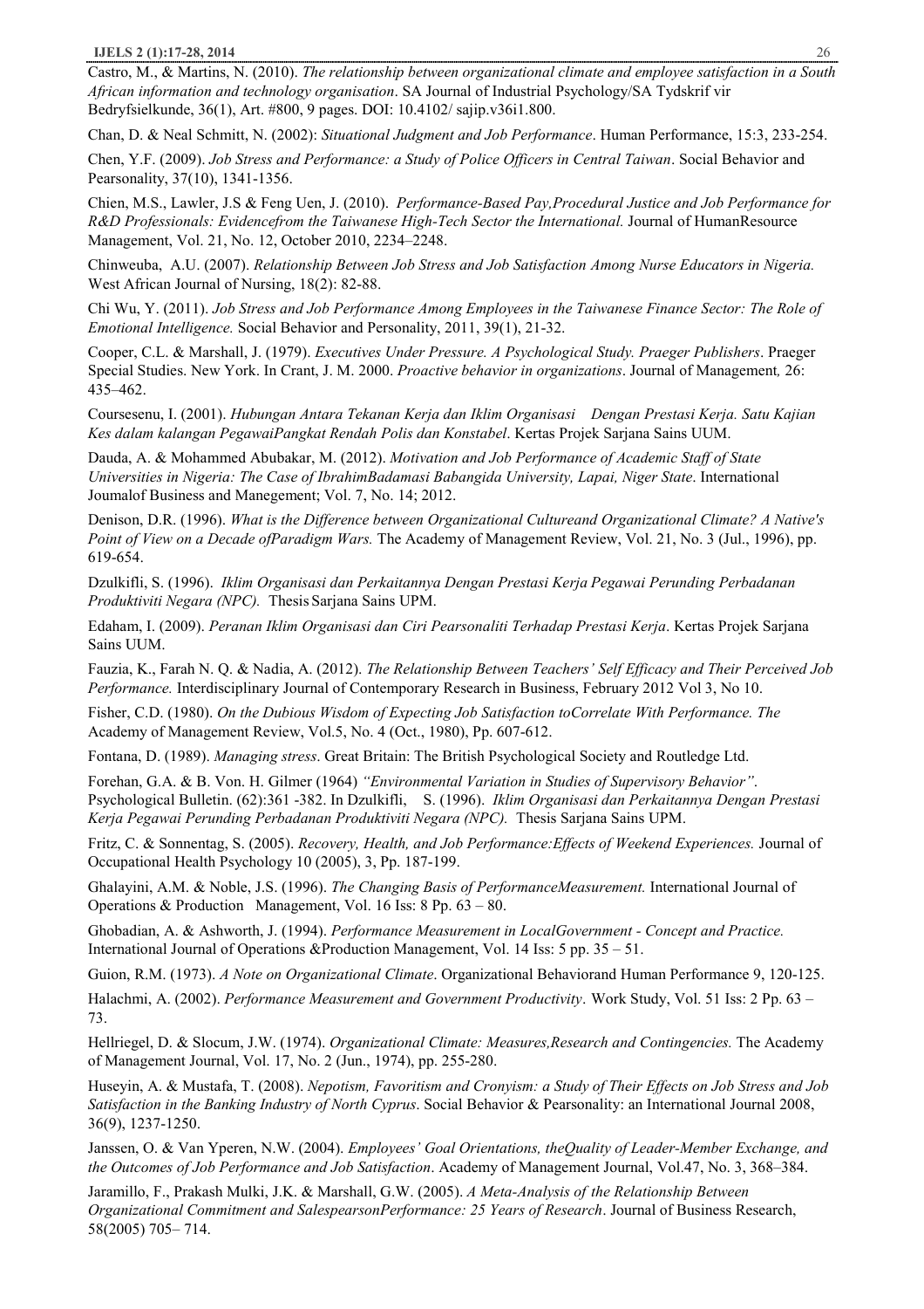Castro, M., & Martins, N. (2010). *The relationship between organizational climate and employee satisfaction in a South African information and technology organisation*. SA Journal of Industrial Psychology/SA Tydskrif vir Bedryfsielkunde, 36(1), Art. #800, 9 pages. DOI: 10.4102/ sajip.v36i1.800.

Chan, D. & Neal Schmitt, N. (2002): *Situational Judgment and Job Performance*. Human Performance, 15:3, 233-254.

Chen, Y.F. (2009). *Job Stress and Performance: a Study of Police Officers in Central Taiwan*. Social Behavior and Pearsonality, 37(10), 1341-1356.

Chien, M.S., Lawler, J.S & Feng Uen, J. (2010). *Performance-Based Pay,Procedural Justice and Job Performance for R&D Professionals: Evidencefrom the Taiwanese High-Tech Sector the International.* Journal of HumanResource Management, Vol. 21, No. 12, October 2010, 2234–2248.

Chinweuba, A.U. (2007). *Relationship Between Job Stress and Job Satisfaction Among Nurse Educators in Nigeria.* West African Journal of Nursing, 18(2): 82-88.

Chi Wu, Y. (2011). *Job Stress and Job Performance Among Employees in the Taiwanese Finance Sector: The Role of Emotional Intelligence.* Social Behavior and Personality, 2011, 39(1), 21-32.

Cooper, C.L. & Marshall, J. (1979). *Executives Under Pressure. A Psychological Study. Praeger Publishers*. Praeger Special Studies. New York. In Crant, J. M. 2000. *Proactive behavior in organizations*. Journal of Management*,* 26: 435–462.

Coursesenu, I. (2001). *Hubungan Antara Tekanan Kerja dan Iklim Organisasi Dengan Prestasi Kerja. Satu Kajian Kes dalam kalangan PegawaiPangkat Rendah Polis dan Konstabel*. Kertas Projek Sarjana Sains UUM.

Dauda, A. & Mohammed Abubakar, M. (2012). *Motivation and Job Performance of Academic Staff of State Universities in Nigeria: The Case of IbrahimBadamasi Babangida University, Lapai, Niger State*. International Joumalof Business and Manegement; Vol. 7, No. 14; 2012.

Denison, D.R. (1996). *What is the Difference between Organizational Cultureand Organizational Climate? A Native's Point of View on a Decade ofParadigm Wars.* The Academy of Management Review, Vol. 21, No. 3 (Jul., 1996), pp. 619-654.

Dzulkifli, S. (1996). *Iklim Organisasi dan Perkaitannya Dengan Prestasi Kerja Pegawai Perunding Perbadanan Produktiviti Negara (NPC).* Thesis Sarjana Sains UPM.

Edaham, I. (2009). *Peranan Iklim Organisasi dan Ciri Pearsonaliti Terhadap Prestasi Kerja*. Kertas Projek Sarjana Sains UUM.

Fauzia, K., Farah N. Q. & Nadia, A. (2012). *The Relationship Between Teachers' Self Efficacy and Their Perceived Job Performance.* Interdisciplinary Journal of Contemporary Research in Business, February 2012 Vol 3, No 10.

Fisher, C.D. (1980). *On the Dubious Wisdom of Expecting Job Satisfaction toCorrelate With Performance. The* Academy of Management Review, Vol.5, No. 4 (Oct., 1980), Pp. 607-612.

Fontana, D. (1989). *Managing stress*. Great Britain: The British Psychological Society and Routledge Ltd.

Forehan, G.A. & B. Von. H. Gilmer (1964) *"Environmental Variation in Studies of Supervisory Behavior"*. Psychological Bulletin. (62):361 -382. In Dzulkifli, S. (1996). *Iklim Organisasi dan Perkaitannya Dengan Prestasi Kerja Pegawai Perunding Perbadanan Produktiviti Negara (NPC).* Thesis Sarjana Sains UPM.

Fritz, C. & Sonnentag, S. (2005). *Recovery, Health, and Job Performance:Effects of Weekend Experiences.* Journal of Occupational Health Psychology 10 (2005), 3, Pp. 187-199.

Ghalayini, A.M. & Noble, J.S. (1996). *The Changing Basis of PerformanceMeasurement.* International Journal of Operations & Production Management, Vol. 16 Iss: 8 Pp. 63 – 80.

Ghobadian, A. & Ashworth, J. (1994). *Performance Measurement in LocalGovernment - Concept and Practice.* International Journal of Operations &Production Management, Vol. 14 Iss: 5 pp. 35 – 51.

Guion, R.M. (1973). *A Note on Organizational Climate*. Organizational Behaviorand Human Performance 9, 120-125.

Halachmi, A. (2002). *Performance Measurement and Government Productivity*. Work Study, Vol. 51 Iss: 2 Pp. 63 – 73.

Hellriegel, D. & Slocum, J.W. (1974). *Organizational Climate: Measures,Research and Contingencies.* The Academy of Management Journal, Vol. 17, No. 2 (Jun., 1974), pp. 255-280.

Huseyin, A. & Mustafa, T. (2008). *Nepotism, Favoritism and Cronyism: a Study of Their Effects on Job Stress and Job Satisfaction in the Banking Industry of North Cyprus*. Social Behavior & Pearsonality: an International Journal 2008, 36(9), 1237-1250.

Janssen, O. & Van Yperen, N.W. (2004). *Employees' Goal Orientations, theQuality of Leader-Member Exchange, and the Outcomes of Job Performance and Job Satisfaction*. Academy of Management Journal, Vol.47, No. 3, 368–384.

Jaramillo, F., Prakash Mulki, J.K. & Marshall, G.W. (2005). *A Meta-Analysis of the Relationship Between Organizational Commitment and SalespearsonPerformance: 25 Years of Research*. Journal of Business Research, 58(2005) 705– 714.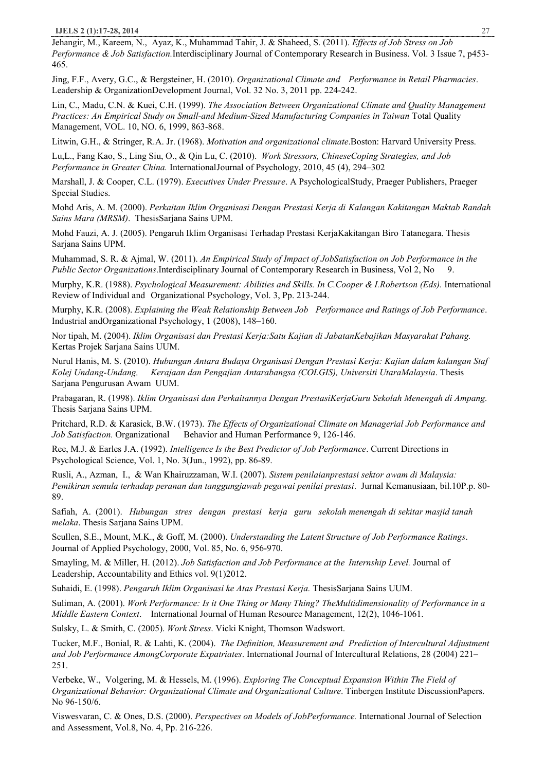Jehangir, M., Kareem, N., Ayaz, K., Muhammad Tahir, J. & Shaheed, S. (2011). *Effects of Job Stress on Job Performance & Job Satisfaction.*Interdisciplinary Journal of Contemporary Research in Business. Vol. 3 Issue 7, p453-465.

Jing, F.F., Avery, G.C., & Bergsteiner, H. (2010). *Organizational Climate and Performance in Retail Pharmacies*. Leadership & OrganizationDevelopment Journal, Vol. 32 No. 3, 2011 pp. 224-242.

Lin, C., Madu, C.N. & Kuei, C.H. (1999). *The Association Between Organizational Climate and Quality Management Practices: An Empirical Study on Small-and Medium-Sized Manufacturing Companies in Taiwan* Total Quality Management, VOL. 10, NO. 6, 1999, 863-868.

Litwin, G.H., & Stringer, R.A. Jr. (1968). *Motivation and organizational climate*.Boston: Harvard University Press.

Lu,L., Fang Kao, S., Ling Siu, O., & Qin Lu, C. (2010). *Work Stressors, ChineseCoping Strategies, and Job Performance in Greater China.* InternationalJournal of Psychology, 2010, 45 (4), 294–302

Marshall, J. & Cooper, C.L. (1979). *Executives Under Pressure*. A PsychologicalStudy, Praeger Publishers, Praeger Special Studies.

Mohd Aris, A. M. (2000). *Perkaitan Iklim Organisasi Dengan Prestasi Kerja di Kalangan Kakitangan Maktab Randah Sains Mara (MRSM)*. ThesisSarjana Sains UPM.

Mohd Fauzi, A. J. (2005). Pengaruh Iklim Organisasi Terhadap Prestasi KerjaKakitangan Biro Tatanegara. Thesis Sarjana Sains UPM.

Muhammad, S. R. & Ajmal, W. (2011). *An Empirical Study of Impact of JobSatisfaction on Job Performance in the Public Sector Organizations*.Interdisciplinary Journal of Contemporary Research in Business, Vol 2, No 9.

Murphy, K.R. (1988). *Psychological Measurement: Abilities and Skills. In C.Cooper & I.Robertson (Eds).* International Review of Individual and Organizational Psychology, Vol. 3, Pp. 213-244.

Murphy, K.R. (2008). *Explaining the Weak Relationship Between Job Performance and Ratings of Job Performance*. Industrial andOrganizational Psychology, 1 (2008), 148–160.

Nor tipah, M. (2004). *Iklim Organisasi dan Prestasi Kerja:Satu Kajian di JabatanKebajikan Masyarakat Pahang.* Kertas Projek Sarjana Sains UUM.

Nurul Hanis, M. S. (2010). *Hubungan Antara Budaya Organisasi Dengan Prestasi Kerja: Kajian dalam kalangan Staf Kolej Undang-Undang, Kerajaan dan Pengajian Antarabangsa (COLGIS), Universiti UtaraMalaysia*. Thesis Sarjana Pengurusan Awam UUM.

Prabagaran, R. (1998). *Iklim Organisasi dan Perkaitannya Dengan PrestasiKerjaGuru Sekolah Menengah di Ampang.* Thesis Sarjana Sains UPM.

Pritchard, R.D. & Karasick, B.W. (1973). *The Effects of Organizational Climate on Managerial Job Performance and Job Satisfaction.* Organizational Behavior and Human Performance 9, 126-146.

Ree, M.J. & Earles J.A. (1992). *Intelligence Is the Best Predictor of Job Performance*. Current Directions in Psychological Science, Vol. 1, No. 3(Jun., 1992), pp. 86-89.

Rusli, A., Azman, I., & Wan Khairuzzaman, W.I. (2007). *Sistem penilaianprestasi sektor awam di Malaysia: Pemikiran semula terhadap peranan dan tanggungjawab pegawai penilai prestasi*. Jurnal Kemanusiaan, bil.10P.p. 80-89.

Safiah, A. (2001). *Hubungan stres dengan prestasi kerja guru sekolah menengah di sekitar masjid tanah melaka*. Thesis Sarjana Sains UPM.

Scullen, S.E., Mount, M.K., & Goff, M. (2000). *Understanding the Latent Structure of Job Performance Ratings*. Journal of Applied Psychology, 2000, Vol. 85, No. 6, 956-970.

Smayling, M. & Miller, H. (2012). *Job Satisfaction and Job Performance at the Internship Level.* Journal of Leadership, Accountability and Ethics vol. 9(1)2012.

Suhaidi, E. (1998). *Pengaruh Iklim Organisasi ke Atas Prestasi Kerja.* ThesisSarjana Sains UUM.

Suliman, A. (2001). *Work Performance: Is it One Thing or Many Thing? TheMultidimensionality of Performance in a Middle Eastern Context*. International Journal of Human Resource Management, 12(2), 1046-1061.

Sulsky, L. & Smith, C. (2005). *Work Stress*. Vicki Knight, Thomson Wadswort.

Tucker, M.F., Bonial, R. & Lahti, K. (2004). *The Definition, Measurement and Prediction of Intercultural Adjustment and Job Performance AmongCorporate Expatriates*. International Journal of Intercultural Relations, 28 (2004) 221–251.

Verbeke, W., Volgering, M. & Hessels, M. (1996). *Exploring The Conceptual Expansion Within The Field of Organizational Behavior: Organizational Climate and Organizational Culture*. Tinbergen Institute DiscussionPapers. No 96-150/6.

Viswesvaran, C. & Ones, D.S. (2000). *Perspectives on Models of JobPerformance.* International Journal of Selection and Assessment, Vol.8, No. 4, Pp. 216-226.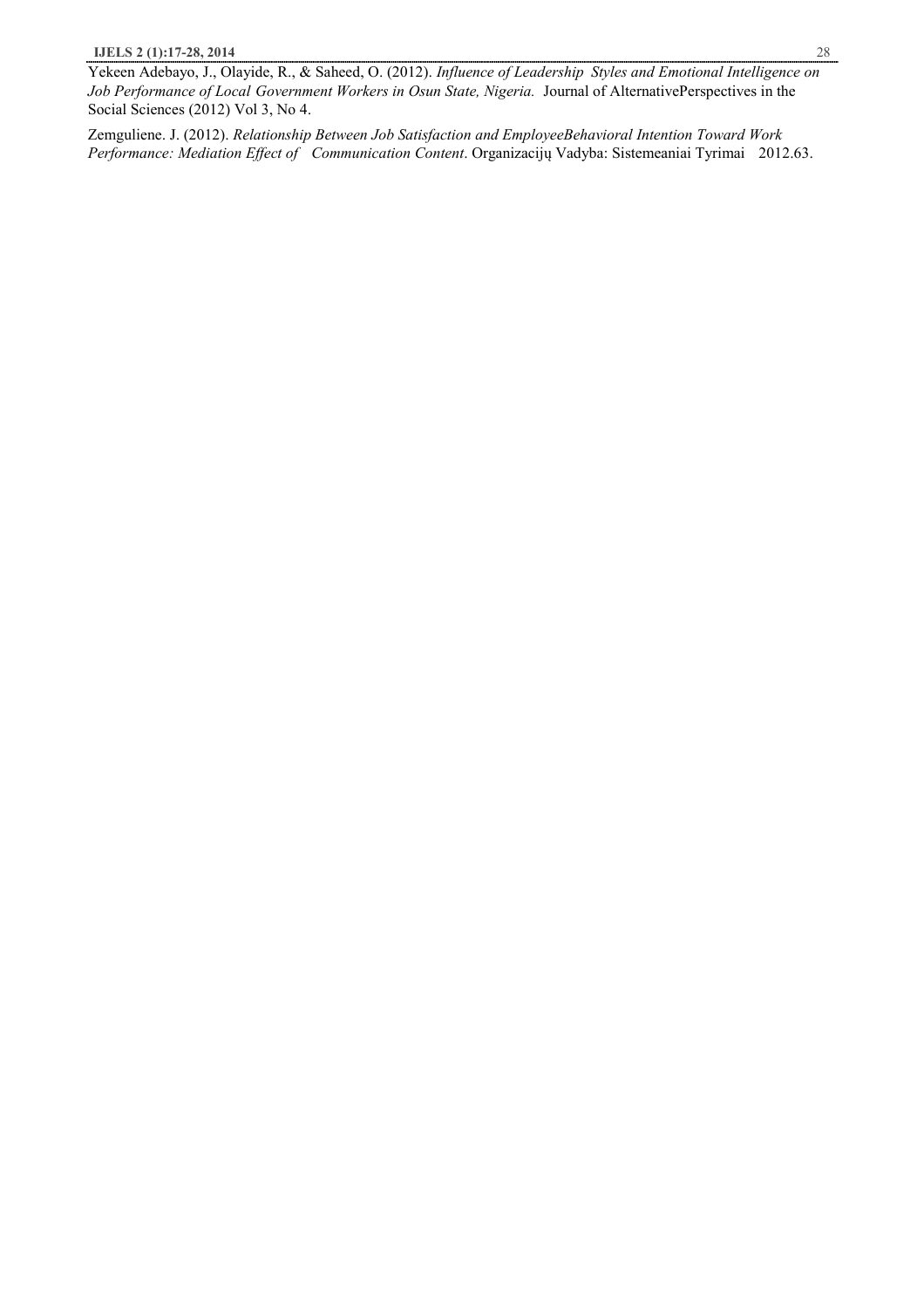Yekeen Adebayo, J., Olayide, R., & Saheed, O. (2012). *Influence of Leadership Styles and Emotional Intelligence on Job Performance of Local Government Workers in Osun State, Nigeria.* Journal of AlternativePerspectives in the Social Sciences (2012) Vol 3, No 4.

Zemguliene. J. (2012). *Relationship Between Job Satisfaction and EmployeeBehavioral Intention Toward Work Performance: Mediation Effect of Communication Content*. Organizacijų Vadyba: Sistemeaniai Tyrimai 2012.63.